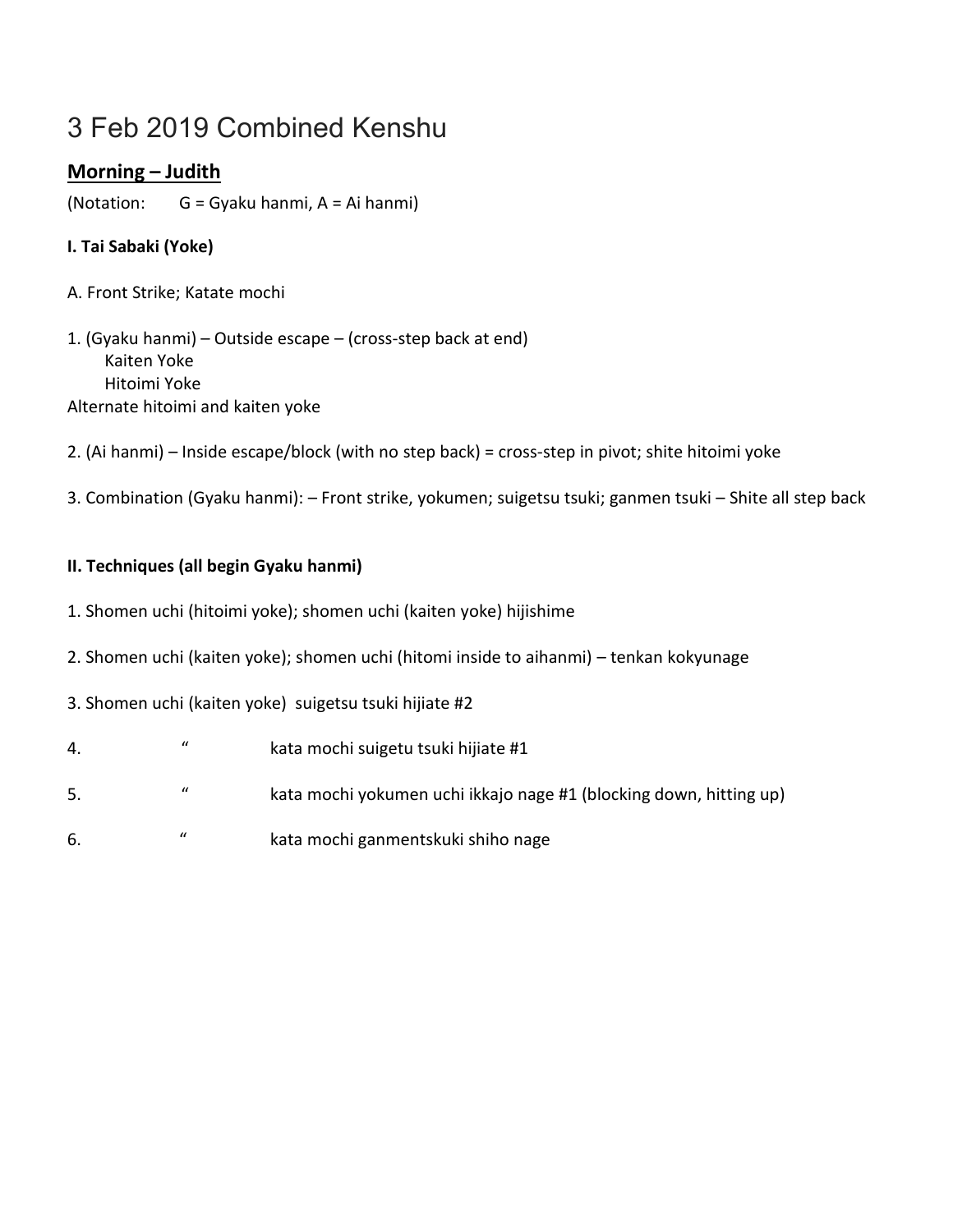# 3 Feb 2019 Combined Kenshu

## Morning – Judith

(Notation: G = Gyaku hanmi, A = Ai hanmi)

**I. Tai Sabaki (Yoke)**

A. Front Strike; Katate mochi

1. (Gyaku hanmi) – Outside escape – (cross-step back at end)
   Kaiten Yoke
   Hitoimi Yoke

Alternate hitoimi and kaiten yoke

2. (Ai hanmi) – Inside escape/block (with no step back) = cross-step in pivot; shite hitoimi yoke

3. Combination (Gyaku hanmi): – Front strike, yokumen; suigetsu tsuki; ganmen tsuki – Shite all step back

**II. Techniques (all begin Gyaku hanmi)**

1. Shomen uchi (hitoimi yoke); shomen uchi (kaiten yoke) hijishime
2. Shomen uchi (kaiten yoke); shomen uchi (hitomi inside to aihanmi) – tenkan kokyunage
3. Shomen uchi (kaiten yoke) suigetsu tsuki hijiate #2
4. " kata mochi suigetu tsuki hijiate #1
5. " kata mochi yokumen uchi ikkajo nage #1 (blocking down, hitting up)
6. " kata mochi ganmentskuki shiho nage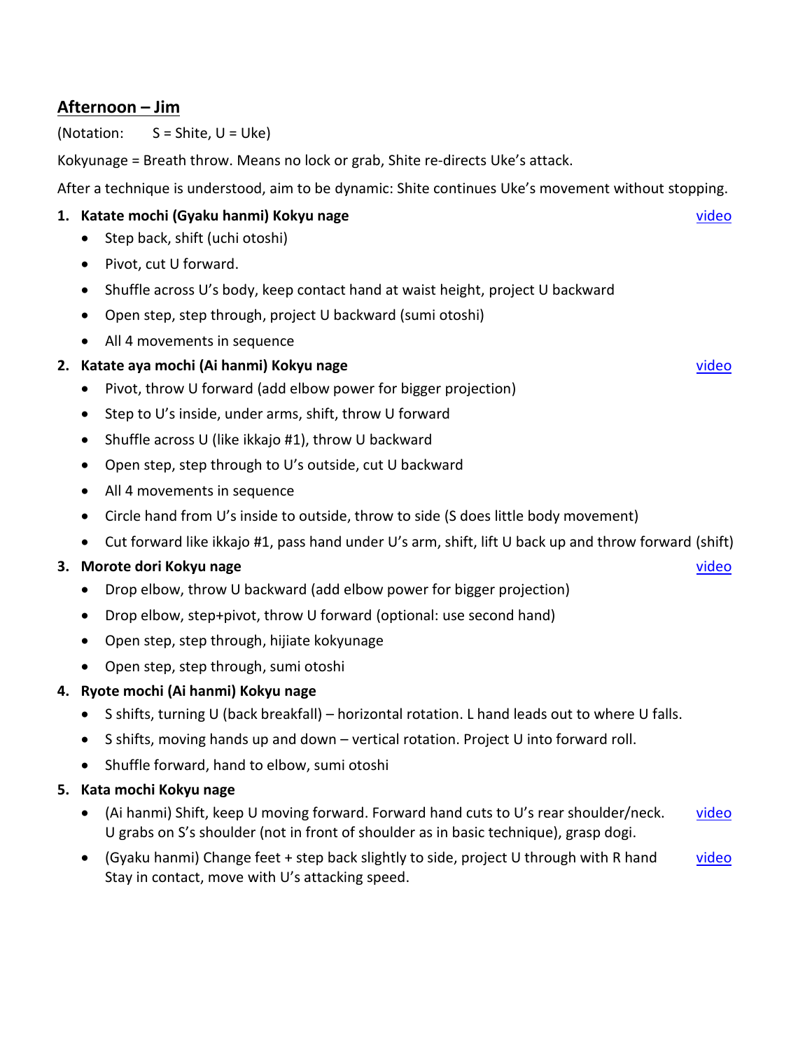## Afternoon – Jim

(Notation: S = Shite, U = Uke)

Kokyunage = Breath throw. Means no lock or grab, Shite re-directs Uke's attack.

After a technique is understood, aim to be dynamic: Shite continues Uke's movement without stopping.

1. **Katate mochi (Gyaku hanmi) Kokyu nage** video
   - Step back, shift (uchi otoshi)
   - Pivot, cut U forward.
   - Shuffle across U's body, keep contact hand at waist height, project U backward
   - Open step, step through, project U backward (sumi otoshi)
   - All 4 movements in sequence
2. **Katate aya mochi (Ai hanmi) Kokyu nage** video
   - Pivot, throw U forward (add elbow power for bigger projection)
   - Step to U's inside, under arms, shift, throw U forward
   - Shuffle across U (like ikkajo #1), throw U backward
   - Open step, step through to U's outside, cut U backward
   - All 4 movements in sequence
   - Circle hand from U's inside to outside, throw to side (S does little body movement)
   - Cut forward like ikkajo #1, pass hand under U's arm, shift, lift U back up and throw forward (shift)
3. **Morote dori Kokyu nage** video
   - Drop elbow, throw U backward (add elbow power for bigger projection)
   - Drop elbow, step+pivot, throw U forward (optional: use second hand)
   - Open step, step through, hijiate kokyunage
   - Open step, step through, sumi otoshi
4. **Ryote mochi (Ai hanmi) Kokyu nage**
   - S shifts, turning U (back breakfall) – horizontal rotation. L hand leads out to where U falls.
   - S shifts, moving hands up and down – vertical rotation. Project U into forward roll.
   - Shuffle forward, hand to elbow, sumi otoshi
5. **Kata mochi Kokyu nage**
   - (Ai hanmi) Shift, keep U moving forward. Forward hand cuts to U's rear shoulder/neck. U grabs on S's shoulder (not in front of shoulder as in basic technique), grasp dogi. video
   - (Gyaku hanmi) Change feet + step back slightly to side, project U through with R hand Stay in contact, move with U's attacking speed. video